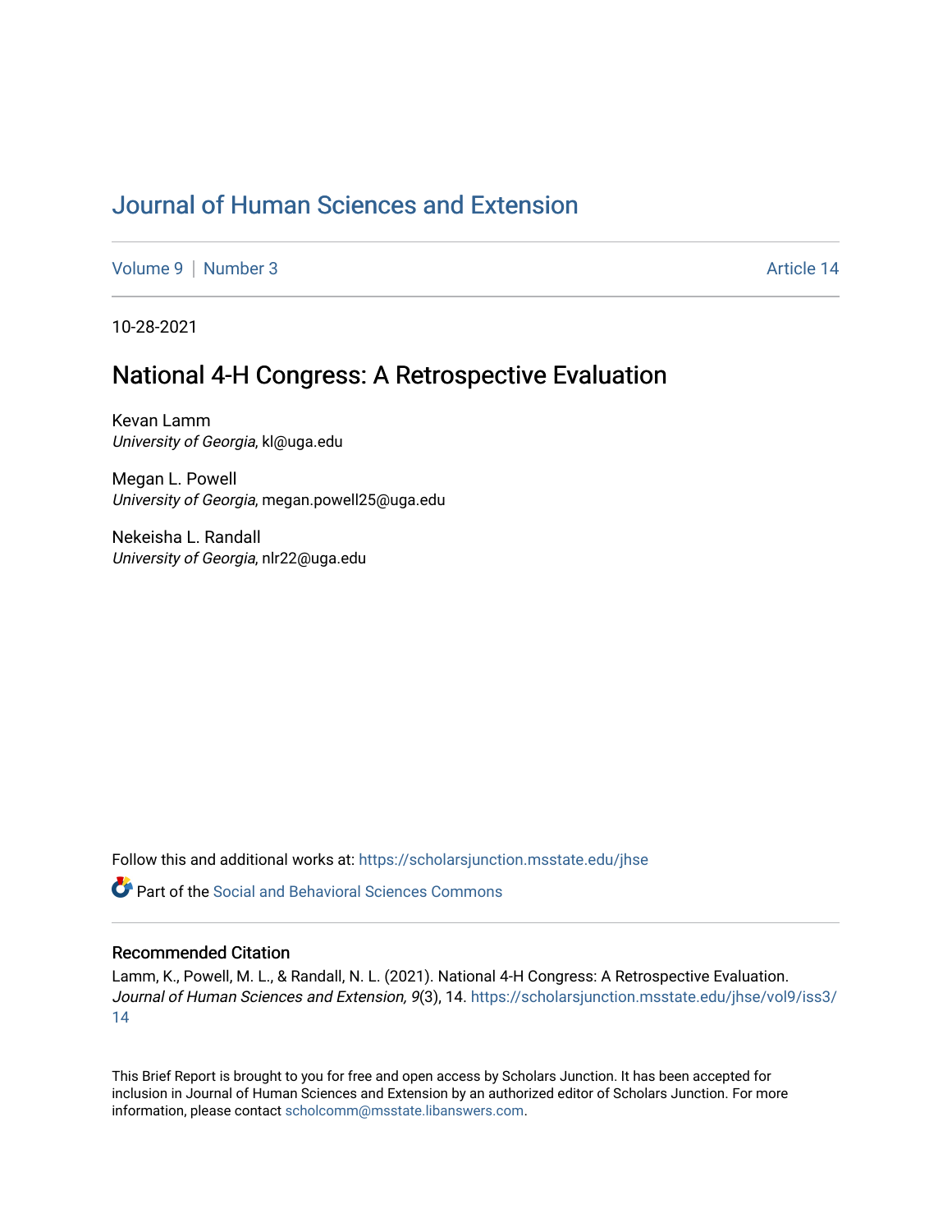# Journal of Human Sciences and Extension

Volume 9 | Number 3 | Article 14

10-28-2021

## National 4-H Congress: A Retrospective Evaluation

Kevan Lamm
*University of Georgia*, kl@uga.edu

Megan L. Powell
*University of Georgia*, megan.powell25@uga.edu

Nekeisha L. Randall
*University of Georgia*, nlr22@uga.edu

Follow this and additional works at: https://scholarsjunction.msstate.edu/jhse

Part of the Social and Behavioral Sciences Commons

### Recommended Citation

Lamm, K., Powell, M. L., & Randall, N. L. (2021). National 4-H Congress: A Retrospective Evaluation. *Journal of Human Sciences and Extension, 9*(3), 14. https://scholarsjunction.msstate.edu/jhse/vol9/iss3/14

This Brief Report is brought to you for free and open access by Scholars Junction. It has been accepted for inclusion in Journal of Human Sciences and Extension by an authorized editor of Scholars Junction. For more information, please contact scholcomm@msstate.libanswers.com.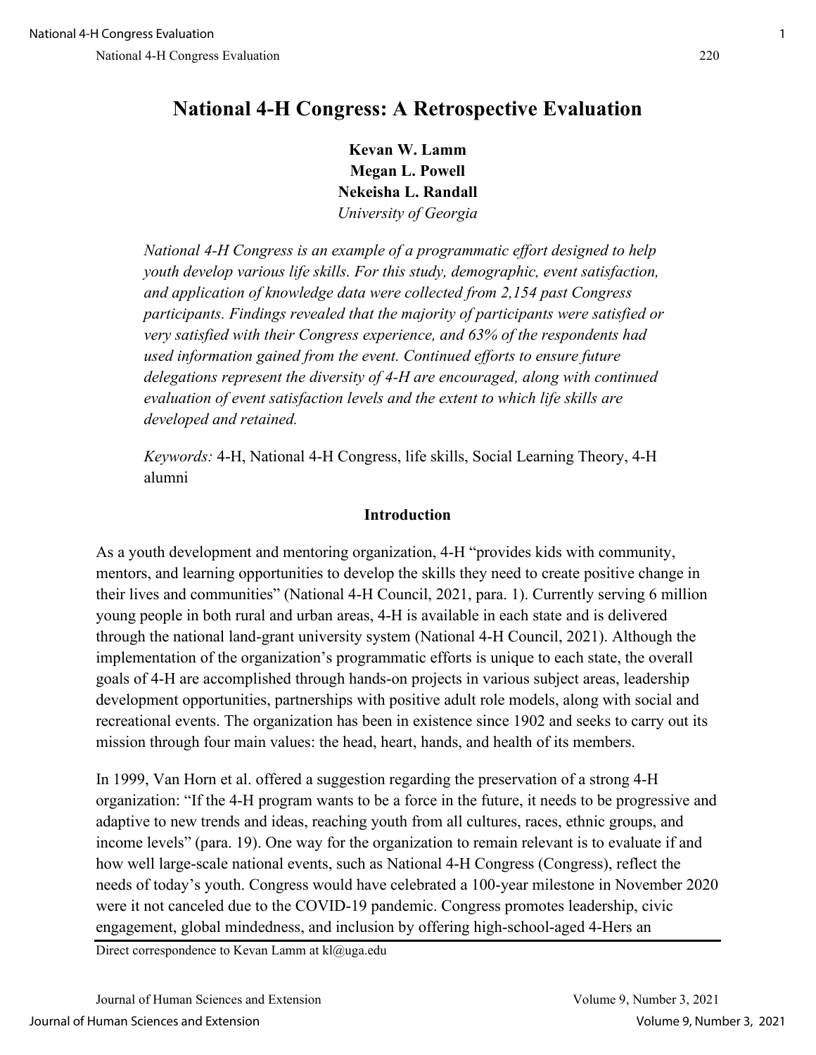# National 4-H Congress: A Retrospective Evaluation

**Kevan W. Lamm**
**Megan L. Powell**
**Nekeisha L. Randall**
*University of Georgia*

*National 4-H Congress is an example of a programmatic effort designed to help youth develop various life skills. For this study, demographic, event satisfaction, and application of knowledge data were collected from 2,154 past Congress participants. Findings revealed that the majority of participants were satisfied or very satisfied with their Congress experience, and 63% of the respondents had used information gained from the event. Continued efforts to ensure future delegations represent the diversity of 4-H are encouraged, along with continued evaluation of event satisfaction levels and the extent to which life skills are developed and retained.*

*Keywords:* 4-H, National 4-H Congress, life skills, Social Learning Theory, 4-H alumni

## Introduction

As a youth development and mentoring organization, 4-H "provides kids with community, mentors, and learning opportunities to develop the skills they need to create positive change in their lives and communities" (National 4-H Council, 2021, para. 1). Currently serving 6 million young people in both rural and urban areas, 4-H is available in each state and is delivered through the national land-grant university system (National 4-H Council, 2021). Although the implementation of the organization's programmatic efforts is unique to each state, the overall goals of 4-H are accomplished through hands-on projects in various subject areas, leadership development opportunities, partnerships with positive adult role models, along with social and recreational events. The organization has been in existence since 1902 and seeks to carry out its mission through four main values: the head, heart, hands, and health of its members.

In 1999, Van Horn et al. offered a suggestion regarding the preservation of a strong 4-H organization: "If the 4-H program wants to be a force in the future, it needs to be progressive and adaptive to new trends and ideas, reaching youth from all cultures, races, ethnic groups, and income levels" (para. 19). One way for the organization to remain relevant is to evaluate if and how well large-scale national events, such as National 4-H Congress (Congress), reflect the needs of today's youth. Congress would have celebrated a 100-year milestone in November 2020 were it not canceled due to the COVID-19 pandemic. Congress promotes leadership, civic engagement, global mindedness, and inclusion by offering high-school-aged 4-Hers an

Direct correspondence to Kevan Lamm at kl@uga.edu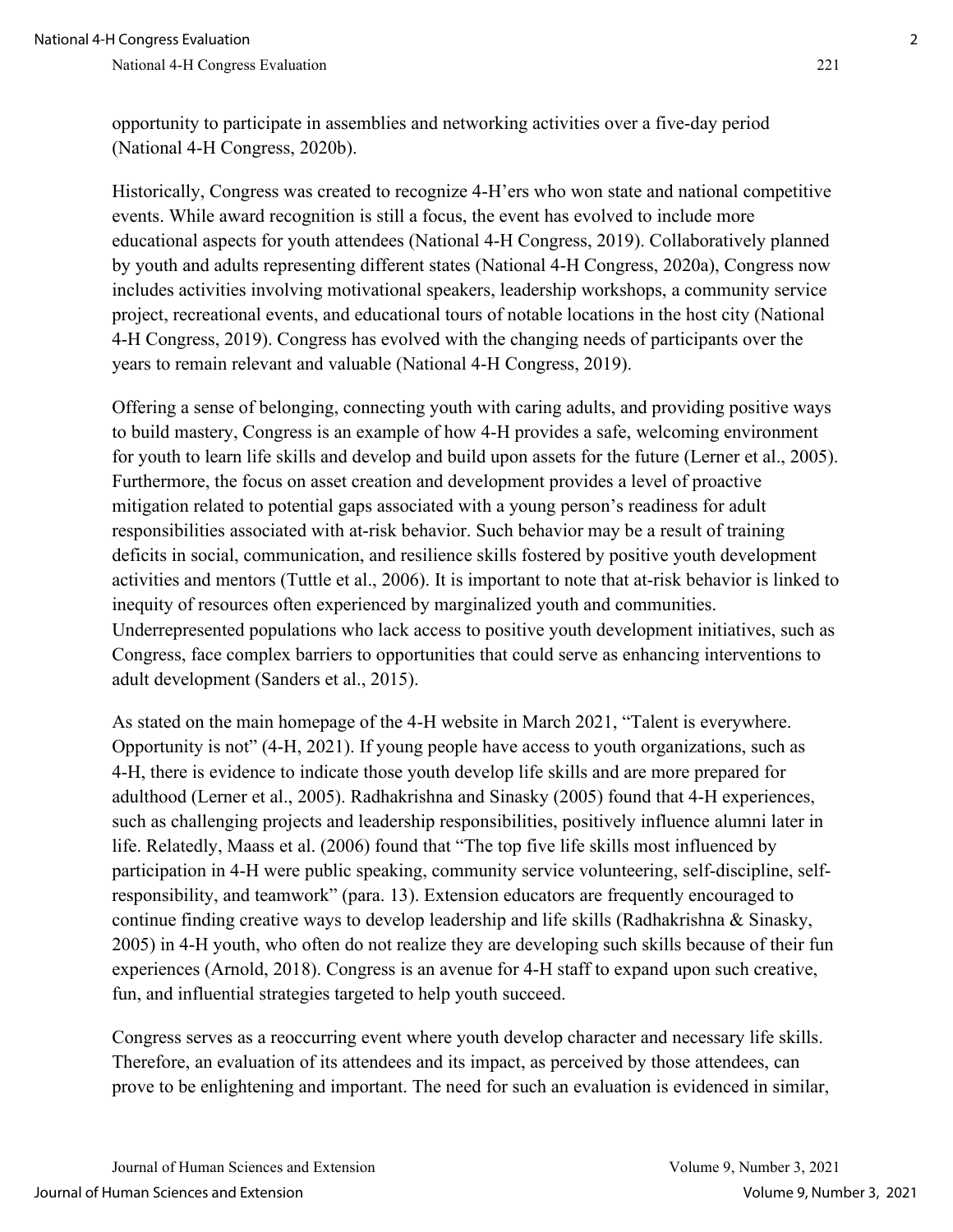opportunity to participate in assemblies and networking activities over a five-day period (National 4-H Congress, 2020b).

Historically, Congress was created to recognize 4-H'ers who won state and national competitive events. While award recognition is still a focus, the event has evolved to include more educational aspects for youth attendees (National 4-H Congress, 2019). Collaboratively planned by youth and adults representing different states (National 4-H Congress, 2020a), Congress now includes activities involving motivational speakers, leadership workshops, a community service project, recreational events, and educational tours of notable locations in the host city (National 4-H Congress, 2019). Congress has evolved with the changing needs of participants over the years to remain relevant and valuable (National 4-H Congress, 2019).

Offering a sense of belonging, connecting youth with caring adults, and providing positive ways to build mastery, Congress is an example of how 4-H provides a safe, welcoming environment for youth to learn life skills and develop and build upon assets for the future (Lerner et al., 2005). Furthermore, the focus on asset creation and development provides a level of proactive mitigation related to potential gaps associated with a young person's readiness for adult responsibilities associated with at-risk behavior. Such behavior may be a result of training deficits in social, communication, and resilience skills fostered by positive youth development activities and mentors (Tuttle et al., 2006). It is important to note that at-risk behavior is linked to inequity of resources often experienced by marginalized youth and communities. Underrepresented populations who lack access to positive youth development initiatives, such as Congress, face complex barriers to opportunities that could serve as enhancing interventions to adult development (Sanders et al., 2015).

As stated on the main homepage of the 4-H website in March 2021, "Talent is everywhere. Opportunity is not" (4-H, 2021). If young people have access to youth organizations, such as 4-H, there is evidence to indicate those youth develop life skills and are more prepared for adulthood (Lerner et al., 2005). Radhakrishna and Sinasky (2005) found that 4-H experiences, such as challenging projects and leadership responsibilities, positively influence alumni later in life. Relatedly, Maass et al. (2006) found that "The top five life skills most influenced by participation in 4-H were public speaking, community service volunteering, self-discipline, self-responsibility, and teamwork" (para. 13). Extension educators are frequently encouraged to continue finding creative ways to develop leadership and life skills (Radhakrishna & Sinasky, 2005) in 4-H youth, who often do not realize they are developing such skills because of their fun experiences (Arnold, 2018). Congress is an avenue for 4-H staff to expand upon such creative, fun, and influential strategies targeted to help youth succeed.

Congress serves as a reoccurring event where youth develop character and necessary life skills. Therefore, an evaluation of its attendees and its impact, as perceived by those attendees, can prove to be enlightening and important. The need for such an evaluation is evidenced in similar,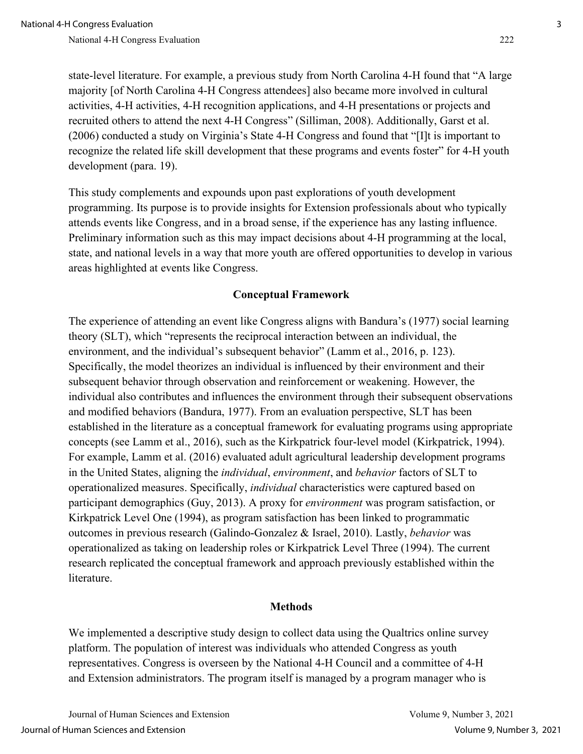state-level literature. For example, a previous study from North Carolina 4-H found that "A large majority [of North Carolina 4-H Congress attendees] also became more involved in cultural activities, 4-H activities, 4-H recognition applications, and 4-H presentations or projects and recruited others to attend the next 4-H Congress" (Silliman, 2008). Additionally, Garst et al. (2006) conducted a study on Virginia's State 4-H Congress and found that "[I]t is important to recognize the related life skill development that these programs and events foster" for 4-H youth development (para. 19).

This study complements and expounds upon past explorations of youth development programming. Its purpose is to provide insights for Extension professionals about who typically attends events like Congress, and in a broad sense, if the experience has any lasting influence. Preliminary information such as this may impact decisions about 4-H programming at the local, state, and national levels in a way that more youth are offered opportunities to develop in various areas highlighted at events like Congress.

## Conceptual Framework

The experience of attending an event like Congress aligns with Bandura's (1977) social learning theory (SLT), which "represents the reciprocal interaction between an individual, the environment, and the individual's subsequent behavior" (Lamm et al., 2016, p. 123). Specifically, the model theorizes an individual is influenced by their environment and their subsequent behavior through observation and reinforcement or weakening. However, the individual also contributes and influences the environment through their subsequent observations and modified behaviors (Bandura, 1977). From an evaluation perspective, SLT has been established in the literature as a conceptual framework for evaluating programs using appropriate concepts (see Lamm et al., 2016), such as the Kirkpatrick four-level model (Kirkpatrick, 1994). For example, Lamm et al. (2016) evaluated adult agricultural leadership development programs in the United States, aligning the *individual*, *environment*, and *behavior* factors of SLT to operationalized measures. Specifically, *individual* characteristics were captured based on participant demographics (Guy, 2013). A proxy for *environment* was program satisfaction, or Kirkpatrick Level One (1994), as program satisfaction has been linked to programmatic outcomes in previous research (Galindo-Gonzalez & Israel, 2010). Lastly, *behavior* was operationalized as taking on leadership roles or Kirkpatrick Level Three (1994). The current research replicated the conceptual framework and approach previously established within the literature.

## Methods

We implemented a descriptive study design to collect data using the Qualtrics online survey platform. The population of interest was individuals who attended Congress as youth representatives. Congress is overseen by the National 4-H Council and a committee of 4-H and Extension administrators. The program itself is managed by a program manager who is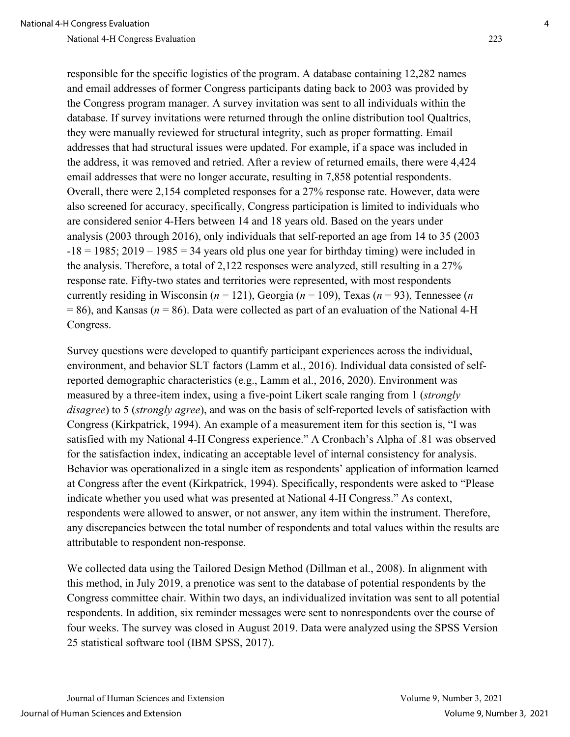responsible for the specific logistics of the program. A database containing 12,282 names and email addresses of former Congress participants dating back to 2003 was provided by the Congress program manager. A survey invitation was sent to all individuals within the database. If survey invitations were returned through the online distribution tool Qualtrics, they were manually reviewed for structural integrity, such as proper formatting. Email addresses that had structural issues were updated. For example, if a space was included in the address, it was removed and retried. After a review of returned emails, there were 4,424 email addresses that were no longer accurate, resulting in 7,858 potential respondents. Overall, there were 2,154 completed responses for a 27% response rate. However, data were also screened for accuracy, specifically, Congress participation is limited to individuals who are considered senior 4-Hers between 14 and 18 years old. Based on the years under analysis (2003 through 2016), only individuals that self-reported an age from 14 to 35 (2003 -18 = 1985; 2019 – 1985 = 34 years old plus one year for birthday timing) were included in the analysis. Therefore, a total of 2,122 responses were analyzed, still resulting in a 27% response rate. Fifty-two states and territories were represented, with most respondents currently residing in Wisconsin ($n$ = 121), Georgia ($n$ = 109), Texas ($n$ = 93), Tennessee ($n$ = 86), and Kansas ($n$ = 86). Data were collected as part of an evaluation of the National 4-H Congress.

Survey questions were developed to quantify participant experiences across the individual, environment, and behavior SLT factors (Lamm et al., 2016). Individual data consisted of self-reported demographic characteristics (e.g., Lamm et al., 2016, 2020). Environment was measured by a three-item index, using a five-point Likert scale ranging from 1 (*strongly disagree*) to 5 (*strongly agree*), and was on the basis of self-reported levels of satisfaction with Congress (Kirkpatrick, 1994). An example of a measurement item for this section is, "I was satisfied with my National 4-H Congress experience." A Cronbach's Alpha of .81 was observed for the satisfaction index, indicating an acceptable level of internal consistency for analysis. Behavior was operationalized in a single item as respondents' application of information learned at Congress after the event (Kirkpatrick, 1994). Specifically, respondents were asked to "Please indicate whether you used what was presented at National 4-H Congress." As context, respondents were allowed to answer, or not answer, any item within the instrument. Therefore, any discrepancies between the total number of respondents and total values within the results are attributable to respondent non-response.

We collected data using the Tailored Design Method (Dillman et al., 2008). In alignment with this method, in July 2019, a prenotice was sent to the database of potential respondents by the Congress committee chair. Within two days, an individualized invitation was sent to all potential respondents. In addition, six reminder messages were sent to nonrespondents over the course of four weeks. The survey was closed in August 2019. Data were analyzed using the SPSS Version 25 statistical software tool (IBM SPSS, 2017).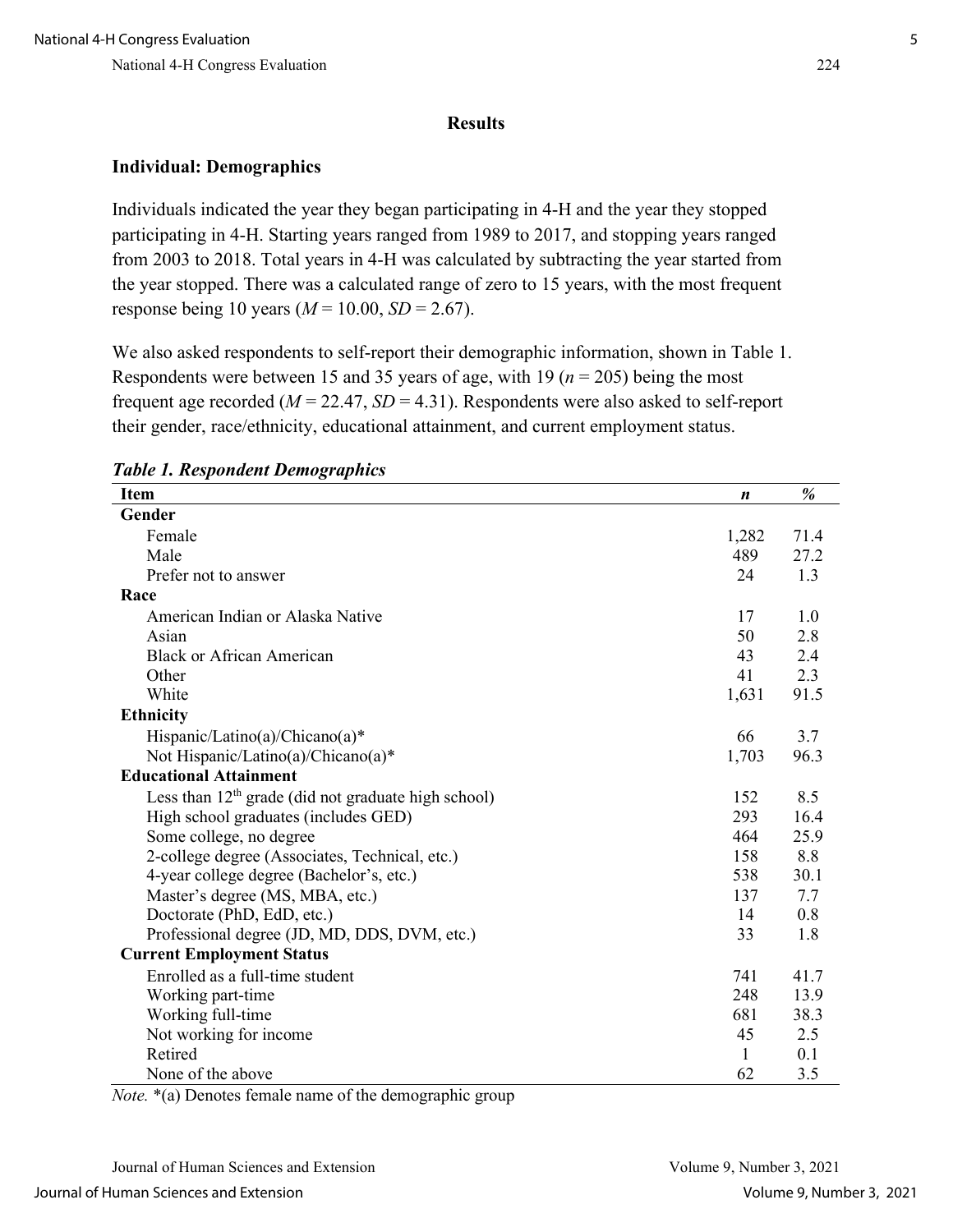## Results

### Individual: Demographics

Individuals indicated the year they began participating in 4-H and the year they stopped participating in 4-H. Starting years ranged from 1989 to 2017, and stopping years ranged from 2003 to 2018. Total years in 4-H was calculated by subtracting the year started from the year stopped. There was a calculated range of zero to 15 years, with the most frequent response being 10 years ($M = 10.00$, $SD = 2.67$).

We also asked respondents to self-report their demographic information, shown in Table 1. Respondents were between 15 and 35 years of age, with 19 ($n = 205$) being the most frequent age recorded ($M = 22.47$, $SD = 4.31$). Respondents were also asked to self-report their gender, race/ethnicity, educational attainment, and current employment status.

***Table 1. Respondent Demographics***

| Item | *n* | % |
|---|---|---|
| **Gender** | | |
| Female | 1,282 | 71.4 |
| Male | 489 | 27.2 |
| Prefer not to answer | 24 | 1.3 |
| **Race** | | |
| American Indian or Alaska Native | 17 | 1.0 |
| Asian | 50 | 2.8 |
| Black or African American | 43 | 2.4 |
| Other | 41 | 2.3 |
| White | 1,631 | 91.5 |
| **Ethnicity** | | |
| Hispanic/Latino(a)/Chicano(a)* | 66 | 3.7 |
| Not Hispanic/Latino(a)/Chicano(a)* | 1,703 | 96.3 |
| **Educational Attainment** | | |
| Less than 12th grade (did not graduate high school) | 152 | 8.5 |
| High school graduates (includes GED) | 293 | 16.4 |
| Some college, no degree | 464 | 25.9 |
| 2-college degree (Associates, Technical, etc.) | 158 | 8.8 |
| 4-year college degree (Bachelor's, etc.) | 538 | 30.1 |
| Master's degree (MS, MBA, etc.) | 137 | 7.7 |
| Doctorate (PhD, EdD, etc.) | 14 | 0.8 |
| Professional degree (JD, MD, DDS, DVM, etc.) | 33 | 1.8 |
| **Current Employment Status** | | |
| Enrolled as a full-time student | 741 | 41.7 |
| Working part-time | 248 | 13.9 |
| Working full-time | 681 | 38.3 |
| Not working for income | 45 | 2.5 |
| Retired | 1 | 0.1 |
| None of the above | 62 | 3.5 |

*Note.* *(a) Denotes female name of the demographic group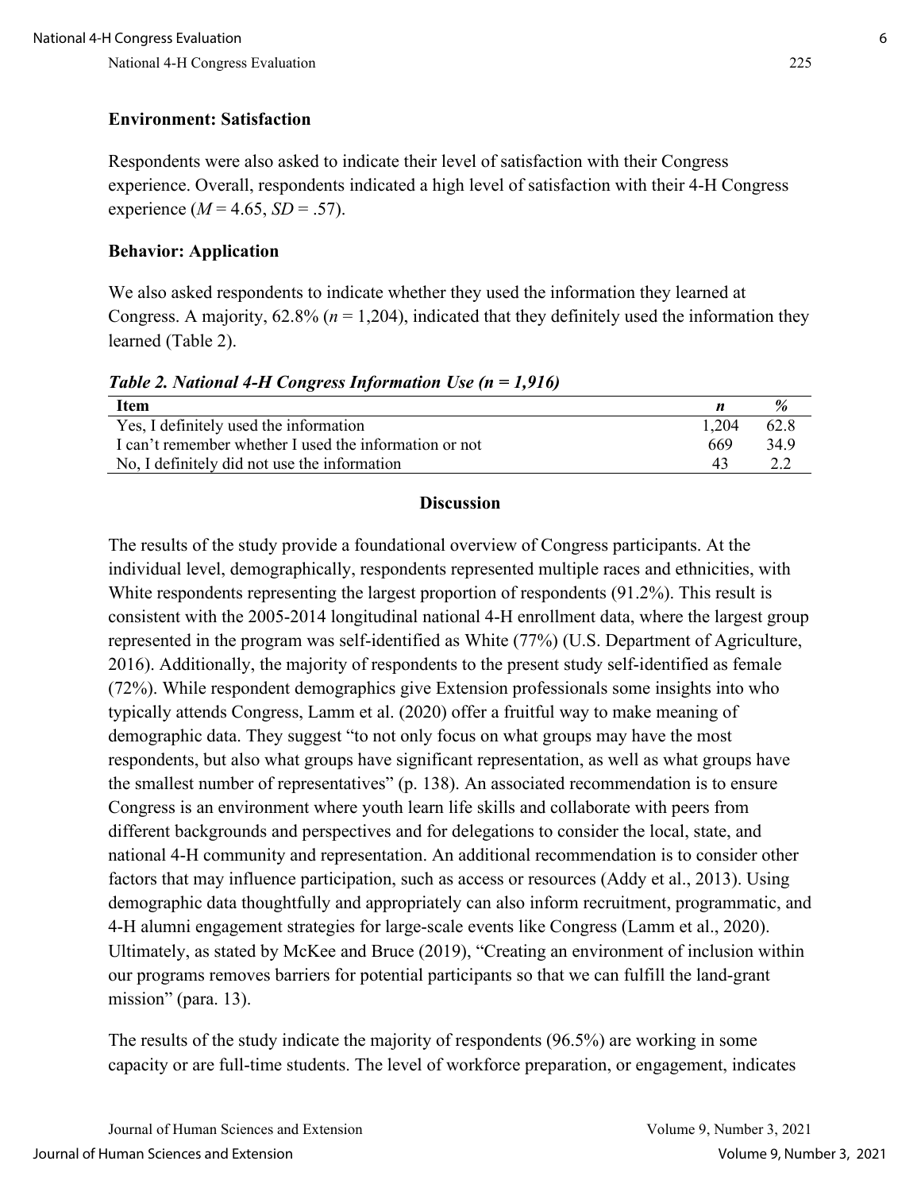### Environment: Satisfaction

Respondents were also asked to indicate their level of satisfaction with their Congress experience. Overall, respondents indicated a high level of satisfaction with their 4-H Congress experience ($M$ = 4.65, $SD$ = .57).

### Behavior: Application

We also asked respondents to indicate whether they used the information they learned at Congress. A majority, 62.8% ($n$ = 1,204), indicated that they definitely used the information they learned (Table 2).

***Table 2. National 4-H Congress Information Use (n = 1,916)***

| Item | *n* | % |
|---|---|---|
| Yes, I definitely used the information | 1,204 | 62.8 |
| I can't remember whether I used the information or not | 669 | 34.9 |
| No, I definitely did not use the information | 43 | 2.2 |

## Discussion

The results of the study provide a foundational overview of Congress participants. At the individual level, demographically, respondents represented multiple races and ethnicities, with White respondents representing the largest proportion of respondents (91.2%). This result is consistent with the 2005-2014 longitudinal national 4-H enrollment data, where the largest group represented in the program was self-identified as White (77%) (U.S. Department of Agriculture, 2016). Additionally, the majority of respondents to the present study self-identified as female (72%). While respondent demographics give Extension professionals some insights into who typically attends Congress, Lamm et al. (2020) offer a fruitful way to make meaning of demographic data. They suggest "to not only focus on what groups may have the most respondents, but also what groups have significant representation, as well as what groups have the smallest number of representatives" (p. 138). An associated recommendation is to ensure Congress is an environment where youth learn life skills and collaborate with peers from different backgrounds and perspectives and for delegations to consider the local, state, and national 4-H community and representation. An additional recommendation is to consider other factors that may influence participation, such as access or resources (Addy et al., 2013). Using demographic data thoughtfully and appropriately can also inform recruitment, programmatic, and 4-H alumni engagement strategies for large-scale events like Congress (Lamm et al., 2020). Ultimately, as stated by McKee and Bruce (2019), "Creating an environment of inclusion within our programs removes barriers for potential participants so that we can fulfill the land-grant mission" (para. 13).

The results of the study indicate the majority of respondents (96.5%) are working in some capacity or are full-time students. The level of workforce preparation, or engagement, indicates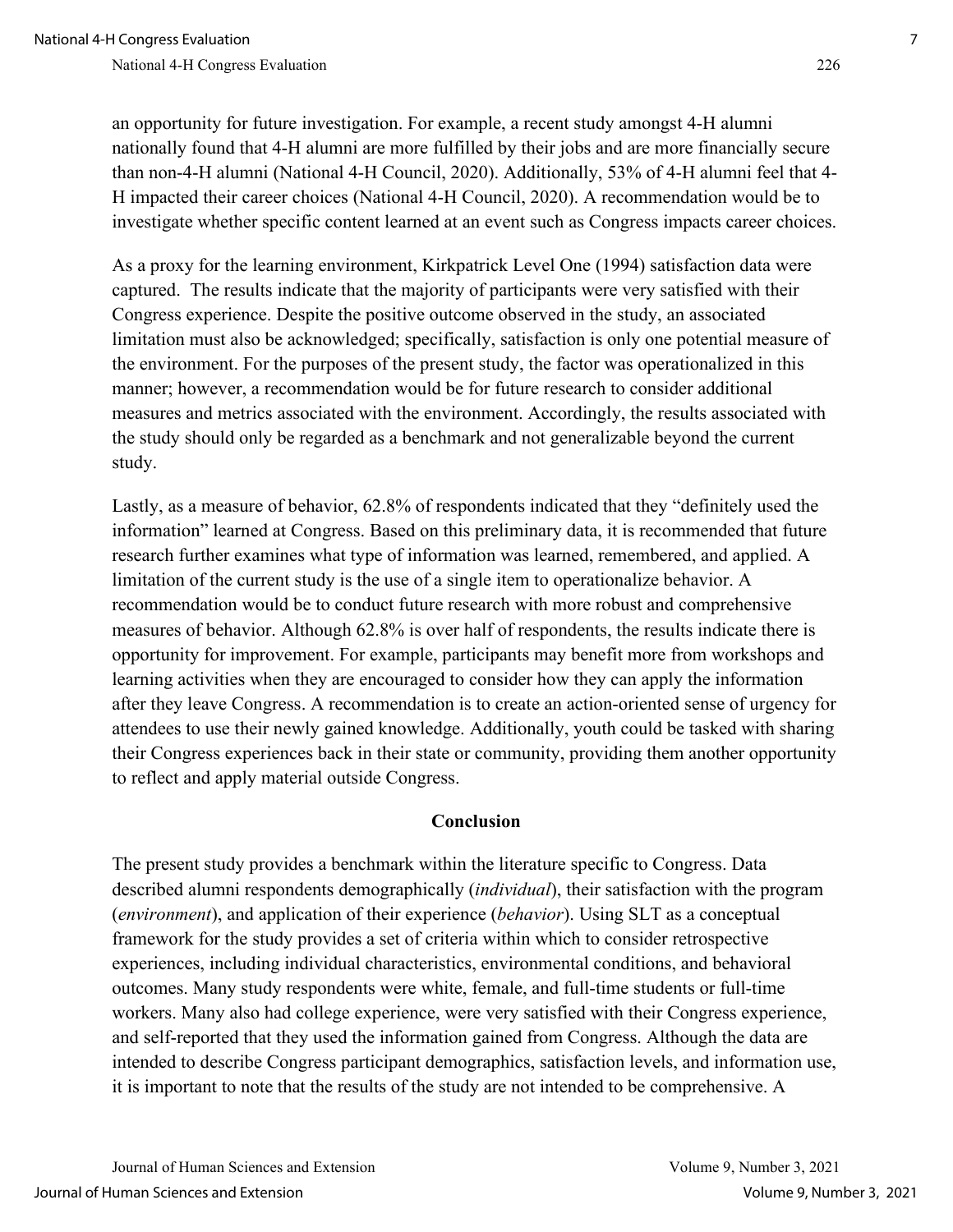an opportunity for future investigation. For example, a recent study amongst 4-H alumni nationally found that 4-H alumni are more fulfilled by their jobs and are more financially secure than non-4-H alumni (National 4-H Council, 2020). Additionally, 53% of 4-H alumni feel that 4-H impacted their career choices (National 4-H Council, 2020). A recommendation would be to investigate whether specific content learned at an event such as Congress impacts career choices.

As a proxy for the learning environment, Kirkpatrick Level One (1994) satisfaction data were captured. The results indicate that the majority of participants were very satisfied with their Congress experience. Despite the positive outcome observed in the study, an associated limitation must also be acknowledged; specifically, satisfaction is only one potential measure of the environment. For the purposes of the present study, the factor was operationalized in this manner; however, a recommendation would be for future research to consider additional measures and metrics associated with the environment. Accordingly, the results associated with the study should only be regarded as a benchmark and not generalizable beyond the current study.

Lastly, as a measure of behavior, 62.8% of respondents indicated that they "definitely used the information" learned at Congress. Based on this preliminary data, it is recommended that future research further examines what type of information was learned, remembered, and applied. A limitation of the current study is the use of a single item to operationalize behavior. A recommendation would be to conduct future research with more robust and comprehensive measures of behavior. Although 62.8% is over half of respondents, the results indicate there is opportunity for improvement. For example, participants may benefit more from workshops and learning activities when they are encouraged to consider how they can apply the information after they leave Congress. A recommendation is to create an action-oriented sense of urgency for attendees to use their newly gained knowledge. Additionally, youth could be tasked with sharing their Congress experiences back in their state or community, providing them another opportunity to reflect and apply material outside Congress.

## Conclusion

The present study provides a benchmark within the literature specific to Congress. Data described alumni respondents demographically (*individual*), their satisfaction with the program (*environment*), and application of their experience (*behavior*). Using SLT as a conceptual framework for the study provides a set of criteria within which to consider retrospective experiences, including individual characteristics, environmental conditions, and behavioral outcomes. Many study respondents were white, female, and full-time students or full-time workers. Many also had college experience, were very satisfied with their Congress experience, and self-reported that they used the information gained from Congress. Although the data are intended to describe Congress participant demographics, satisfaction levels, and information use, it is important to note that the results of the study are not intended to be comprehensive. A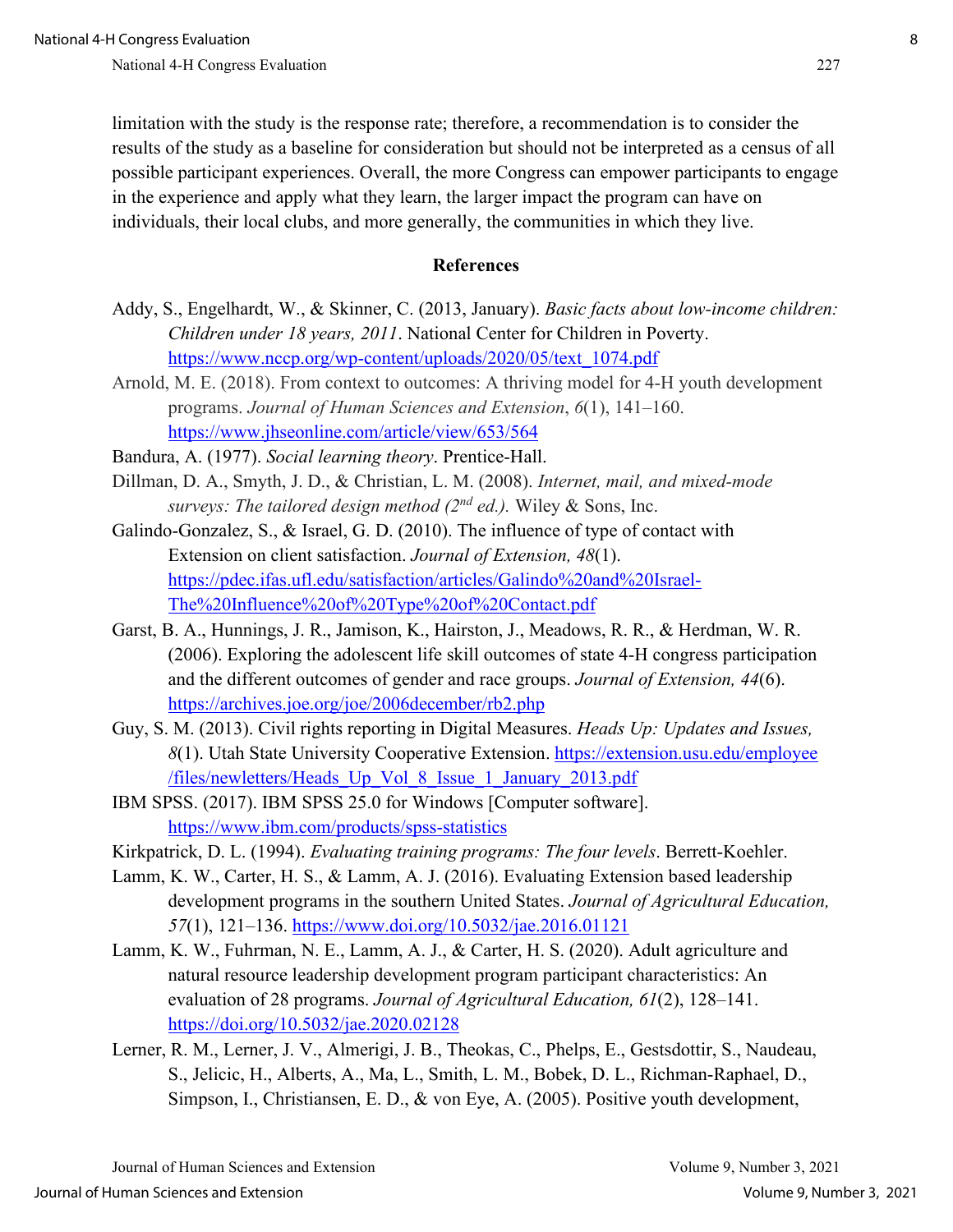limitation with the study is the response rate; therefore, a recommendation is to consider the results of the study as a baseline for consideration but should not be interpreted as a census of all possible participant experiences. Overall, the more Congress can empower participants to engage in the experience and apply what they learn, the larger impact the program can have on individuals, their local clubs, and more generally, the communities in which they live.

## References

Addy, S., Engelhardt, W., & Skinner, C. (2013, January). *Basic facts about low-income children: Children under 18 years, 2011*. National Center for Children in Poverty. https://www.nccp.org/wp-content/uploads/2020/05/text_1074.pdf

Arnold, M. E. (2018). From context to outcomes: A thriving model for 4-H youth development programs. *Journal of Human Sciences and Extension*, *6*(1), 141–160. https://www.jhseonline.com/article/view/653/564

Bandura, A. (1977). *Social learning theory*. Prentice-Hall.

Dillman, D. A., Smyth, J. D., & Christian, L. M. (2008). *Internet, mail, and mixed-mode surveys: The tailored design method (2nd ed.).* Wiley & Sons, Inc.

Galindo-Gonzalez, S., & Israel, G. D. (2010). The influence of type of contact with Extension on client satisfaction. *Journal of Extension, 48*(1). https://pdec.ifas.ufl.edu/satisfaction/articles/Galindo%20and%20Israel-The%20Influence%20of%20Type%20of%20Contact.pdf

Garst, B. A., Hunnings, J. R., Jamison, K., Hairston, J., Meadows, R. R., & Herdman, W. R. (2006). Exploring the adolescent life skill outcomes of state 4-H congress participation and the different outcomes of gender and race groups. *Journal of Extension, 44*(6). https://archives.joe.org/joe/2006december/rb2.php

Guy, S. M. (2013). Civil rights reporting in Digital Measures. *Heads Up: Updates and Issues, 8*(1). Utah State University Cooperative Extension. https://extension.usu.edu/employee/files/newletters/Heads_Up_Vol_8_Issue_1_January_2013.pdf

IBM SPSS. (2017). IBM SPSS 25.0 for Windows [Computer software]. https://www.ibm.com/products/spss-statistics

Kirkpatrick, D. L. (1994). *Evaluating training programs: The four levels*. Berrett-Koehler.

Lamm, K. W., Carter, H. S., & Lamm, A. J. (2016). Evaluating Extension based leadership development programs in the southern United States. *Journal of Agricultural Education, 57*(1), 121–136. https://www.doi.org/10.5032/jae.2016.01121

Lamm, K. W., Fuhrman, N. E., Lamm, A. J., & Carter, H. S. (2020). Adult agriculture and natural resource leadership development program participant characteristics: An evaluation of 28 programs. *Journal of Agricultural Education, 61*(2), 128–141. https://doi.org/10.5032/jae.2020.02128

Lerner, R. M., Lerner, J. V., Almerigi, J. B., Theokas, C., Phelps, E., Gestsdottir, S., Naudeau, S., Jelicic, H., Alberts, A., Ma, L., Smith, L. M., Bobek, D. L., Richman-Raphael, D., Simpson, I., Christiansen, E. D., & von Eye, A. (2005). Positive youth development,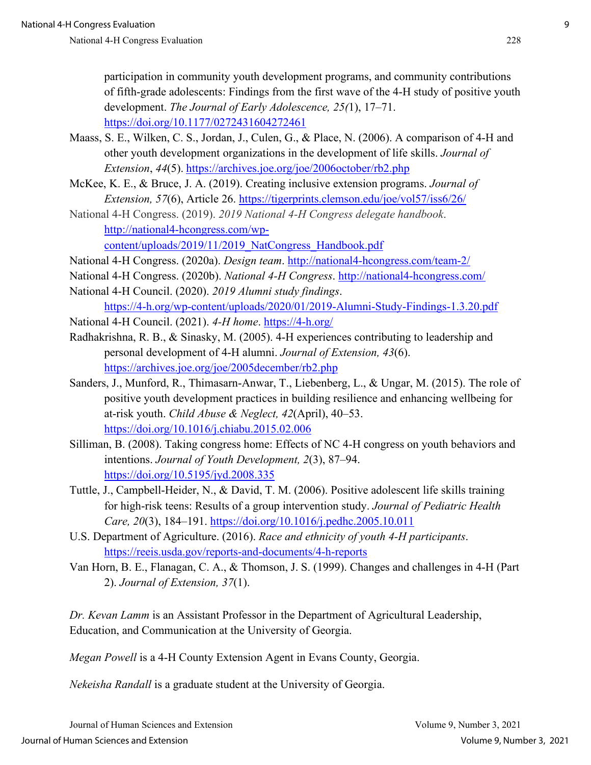participation in community youth development programs, and community contributions of fifth-grade adolescents: Findings from the first wave of the 4-H study of positive youth development. *The Journal of Early Adolescence, 25(*1), 17–71. https://doi.org/10.1177/0272431604272461

Maass, S. E., Wilken, C. S., Jordan, J., Culen, G., & Place, N. (2006). A comparison of 4-H and other youth development organizations in the development of life skills. *Journal of Extension*, *44*(5). https://archives.joe.org/joe/2006october/rb2.php

McKee, K. E., & Bruce, J. A. (2019). Creating inclusive extension programs. *Journal of Extension, 57*(6), Article 26. https://tigerprints.clemson.edu/joe/vol57/iss6/26/

National 4-H Congress. (2019). *2019 National 4-H Congress delegate handbook*. http://national4-hcongress.com/wp-content/uploads/2019/11/2019_NatCongress_Handbook.pdf

National 4-H Congress. (2020a). *Design team*. http://national4-hcongress.com/team-2/

National 4-H Congress. (2020b). *National 4-H Congress*. http://national4-hcongress.com/

National 4-H Council. (2020). *2019 Alumni study findings*. https://4-h.org/wp-content/uploads/2020/01/2019-Alumni-Study-Findings-1.3.20.pdf

National 4-H Council. (2021). *4-H home*. https://4-h.org/

Radhakrishna, R. B., & Sinasky, M. (2005). 4-H experiences contributing to leadership and personal development of 4-H alumni. *Journal of Extension, 43*(6). https://archives.joe.org/joe/2005december/rb2.php

Sanders, J., Munford, R., Thimasarn-Anwar, T., Liebenberg, L., & Ungar, M. (2015). The role of positive youth development practices in building resilience and enhancing wellbeing for at-risk youth. *Child Abuse & Neglect, 42*(April), 40–53. https://doi.org/10.1016/j.chiabu.2015.02.006

Silliman, B. (2008). Taking congress home: Effects of NC 4-H congress on youth behaviors and intentions. *Journal of Youth Development, 2*(3), 87–94. https://doi.org/10.5195/jyd.2008.335

Tuttle, J., Campbell-Heider, N., & David, T. M. (2006). Positive adolescent life skills training for high-risk teens: Results of a group intervention study. *Journal of Pediatric Health Care, 20*(3), 184–191. https://doi.org/10.1016/j.pedhc.2005.10.011

U.S. Department of Agriculture. (2016). *Race and ethnicity of youth 4-H participants*. https://reeis.usda.gov/reports-and-documents/4-h-reports

Van Horn, B. E., Flanagan, C. A., & Thomson, J. S. (1999). Changes and challenges in 4-H (Part 2). *Journal of Extension, 37*(1).

*Dr. Kevan Lamm* is an Assistant Professor in the Department of Agricultural Leadership, Education, and Communication at the University of Georgia.

*Megan Powell* is a 4-H County Extension Agent in Evans County, Georgia.

*Nekeisha Randall* is a graduate student at the University of Georgia.